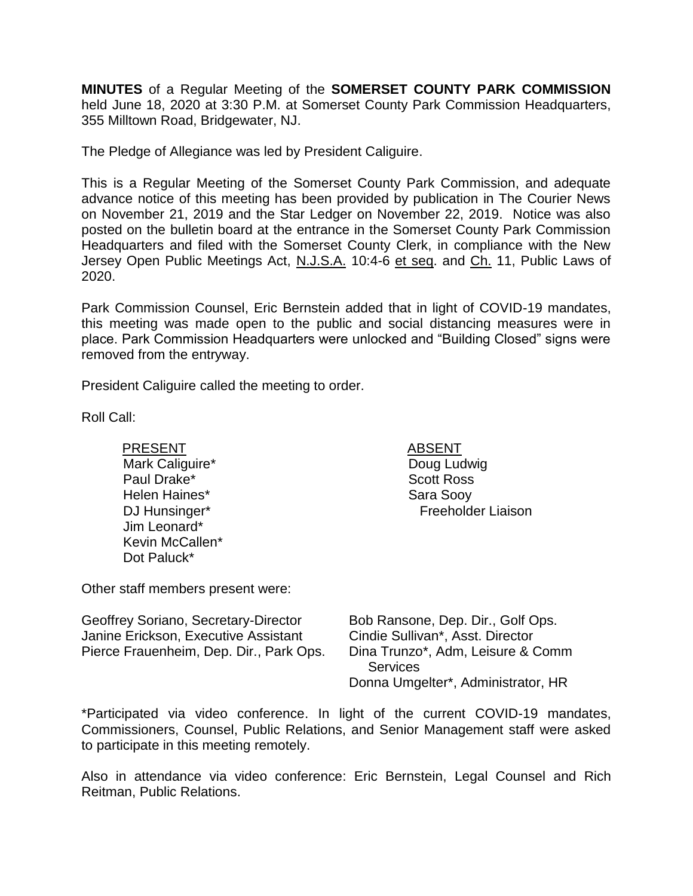**MINUTES** of a Regular Meeting of the **SOMERSET COUNTY PARK COMMISSION** held June 18, 2020 at 3:30 P.M. at Somerset County Park Commission Headquarters, 355 Milltown Road, Bridgewater, NJ.

The Pledge of Allegiance was led by President Caliguire.

This is a Regular Meeting of the Somerset County Park Commission, and adequate advance notice of this meeting has been provided by publication in The Courier News on November 21, 2019 and the Star Ledger on November 22, 2019. Notice was also posted on the bulletin board at the entrance in the Somerset County Park Commission Headquarters and filed with the Somerset County Clerk, in compliance with the New Jersey Open Public Meetings Act, N.J.S.A. 10:4-6 et seq. and Ch. 11, Public Laws of 2020.

Park Commission Counsel, Eric Bernstein added that in light of COVID-19 mandates, this meeting was made open to the public and social distancing measures were in place. Park Commission Headquarters were unlocked and "Building Closed" signs were removed from the entryway.

President Caliguire called the meeting to order.

Roll Call:

| PRESENT | ABSENT |
|---|---|
| Mark Caliguire* | Doug Ludwig |
| Paul Drake* | Scott Ross |
| Helen Haines* | Sara Sooy |
| DJ Hunsinger* | Freeholder Liaison |
| Jim Leonard* | |
| Kevin McCallen* | |
| Dot Paluck* | |

Other staff members present were:

| | |
|---|---|
| Geoffrey Soriano, Secretary-Director | Bob Ransone, Dep. Dir., Golf Ops. |
| Janine Erickson, Executive Assistant | Cindie Sullivan*, Asst. Director |
| Pierce Frauenheim, Dep. Dir., Park Ops. | Dina Trunzo*, Adm, Leisure & Comm Services |
| | Donna Umgelter*, Administrator, HR |

*Participated via video conference. In light of the current COVID-19 mandates, Commissioners, Counsel, Public Relations, and Senior Management staff were asked to participate in this meeting remotely.

Also in attendance via video conference: Eric Bernstein, Legal Counsel and Rich Reitman, Public Relations.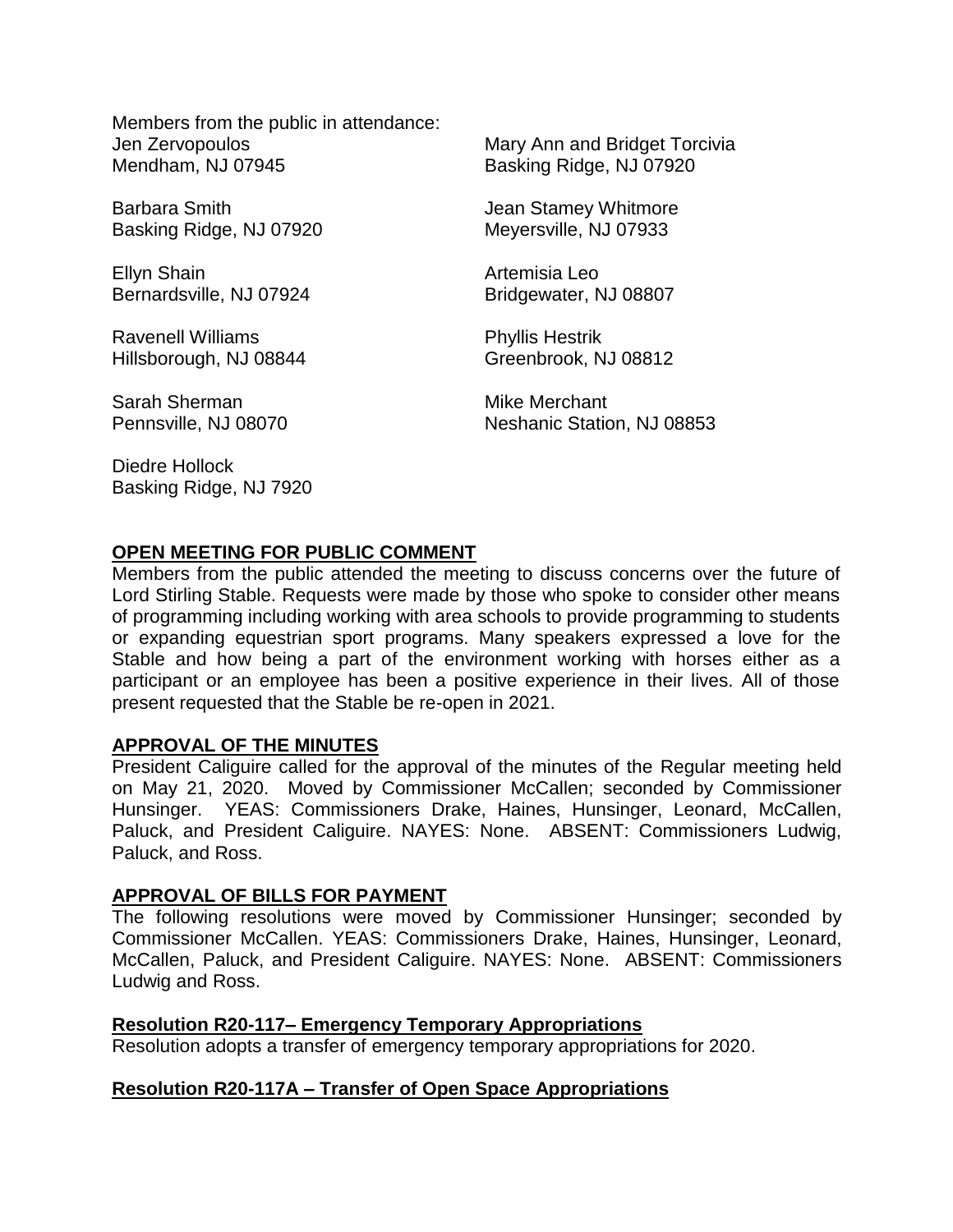Members from the public in attendance:

Jen Zervopoulos
Mendham, NJ 07945

Mary Ann and Bridget Torcivia
Basking Ridge, NJ 07920

Barbara Smith
Basking Ridge, NJ 07920

Jean Stamey Whitmore
Meyersville, NJ 07933

Ellyn Shain
Bernardsville, NJ 07924

Artemisia Leo
Bridgewater, NJ 08807

Ravenell Williams
Hillsborough, NJ 08844

Phyllis Hestrik
Greenbrook, NJ 08812

Sarah Sherman
Pennsville, NJ 08070

Mike Merchant
Neshanic Station, NJ 08853

Diedre Hollock
Basking Ridge, NJ 7920

## OPEN MEETING FOR PUBLIC COMMENT

Members from the public attended the meeting to discuss concerns over the future of Lord Stirling Stable. Requests were made by those who spoke to consider other means of programming including working with area schools to provide programming to students or expanding equestrian sport programs. Many speakers expressed a love for the Stable and how being a part of the environment working with horses either as a participant or an employee has been a positive experience in their lives. All of those present requested that the Stable be re-open in 2021.

## APPROVAL OF THE MINUTES

President Caliguire called for the approval of the minutes of the Regular meeting held on May 21, 2020. Moved by Commissioner McCallen; seconded by Commissioner Hunsinger. YEAS: Commissioners Drake, Haines, Hunsinger, Leonard, McCallen, Paluck, and President Caliguire. NAYES: None. ABSENT: Commissioners Ludwig, Paluck, and Ross.

## APPROVAL OF BILLS FOR PAYMENT

The following resolutions were moved by Commissioner Hunsinger; seconded by Commissioner McCallen. YEAS: Commissioners Drake, Haines, Hunsinger, Leonard, McCallen, Paluck, and President Caliguire. NAYES: None. ABSENT: Commissioners Ludwig and Ross.

### Resolution R20-117– Emergency Temporary Appropriations

Resolution adopts a transfer of emergency temporary appropriations for 2020.

### Resolution R20-117A – Transfer of Open Space Appropriations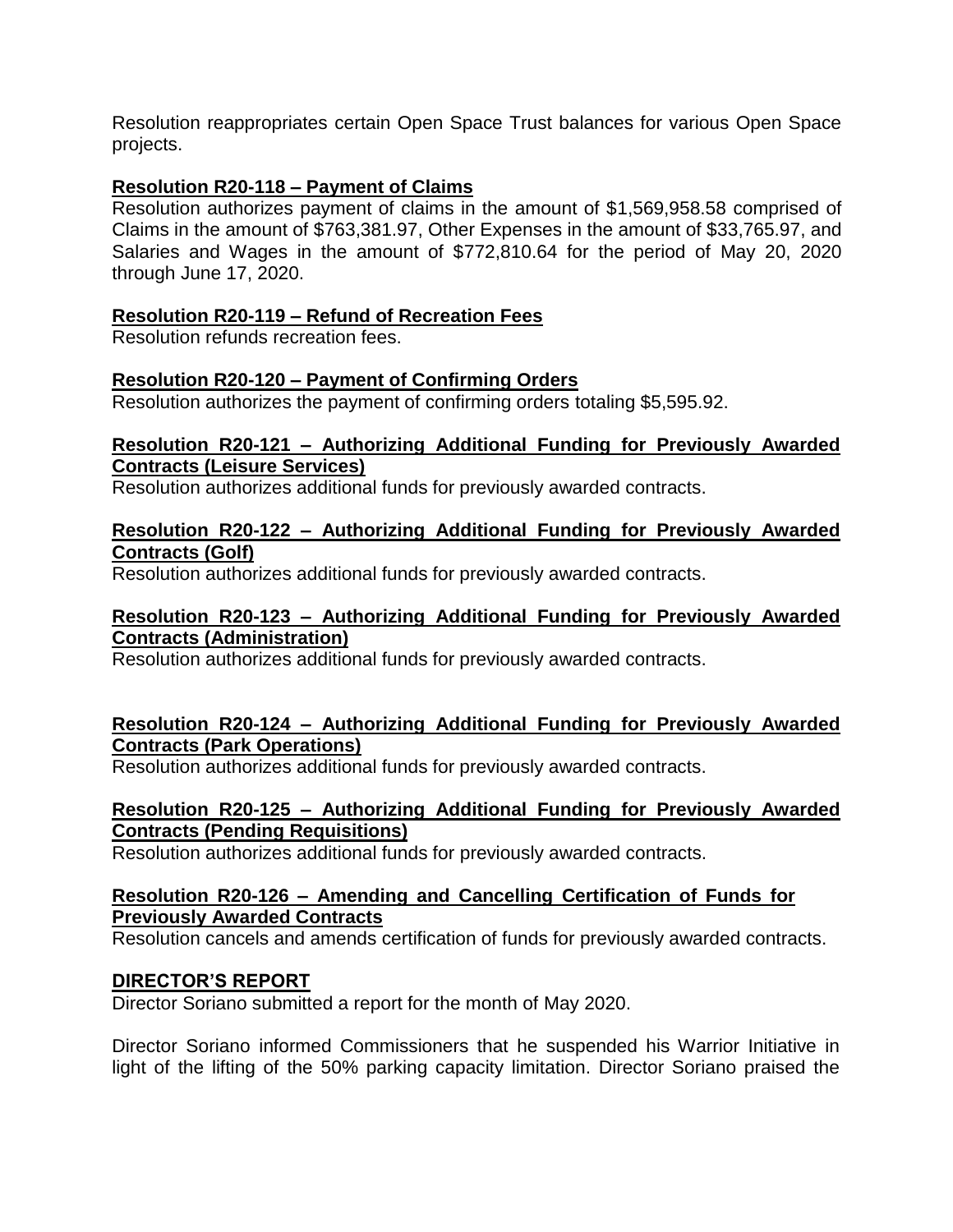Resolution reappropriates certain Open Space Trust balances for various Open Space projects.

**Resolution R20-118 – Payment of Claims**

Resolution authorizes payment of claims in the amount of $1,569,958.58 comprised of Claims in the amount of $763,381.97, Other Expenses in the amount of $33,765.97, and Salaries and Wages in the amount of $772,810.64 for the period of May 20, 2020 through June 17, 2020.

**Resolution R20-119 – Refund of Recreation Fees**

Resolution refunds recreation fees.

**Resolution R20-120 – Payment of Confirming Orders**

Resolution authorizes the payment of confirming orders totaling $5,595.92.

**Resolution R20-121 – Authorizing Additional Funding for Previously Awarded Contracts (Leisure Services)**

Resolution authorizes additional funds for previously awarded contracts.

**Resolution R20-122 – Authorizing Additional Funding for Previously Awarded Contracts (Golf)**

Resolution authorizes additional funds for previously awarded contracts.

**Resolution R20-123 – Authorizing Additional Funding for Previously Awarded Contracts (Administration)**

Resolution authorizes additional funds for previously awarded contracts.

**Resolution R20-124 – Authorizing Additional Funding for Previously Awarded Contracts (Park Operations)**

Resolution authorizes additional funds for previously awarded contracts.

**Resolution R20-125 – Authorizing Additional Funding for Previously Awarded Contracts (Pending Requisitions)**

Resolution authorizes additional funds for previously awarded contracts.

**Resolution R20-126 – Amending and Cancelling Certification of Funds for Previously Awarded Contracts**

Resolution cancels and amends certification of funds for previously awarded contracts.

**DIRECTOR'S REPORT**

Director Soriano submitted a report for the month of May 2020.

Director Soriano informed Commissioners that he suspended his Warrior Initiative in light of the lifting of the 50% parking capacity limitation. Director Soriano praised the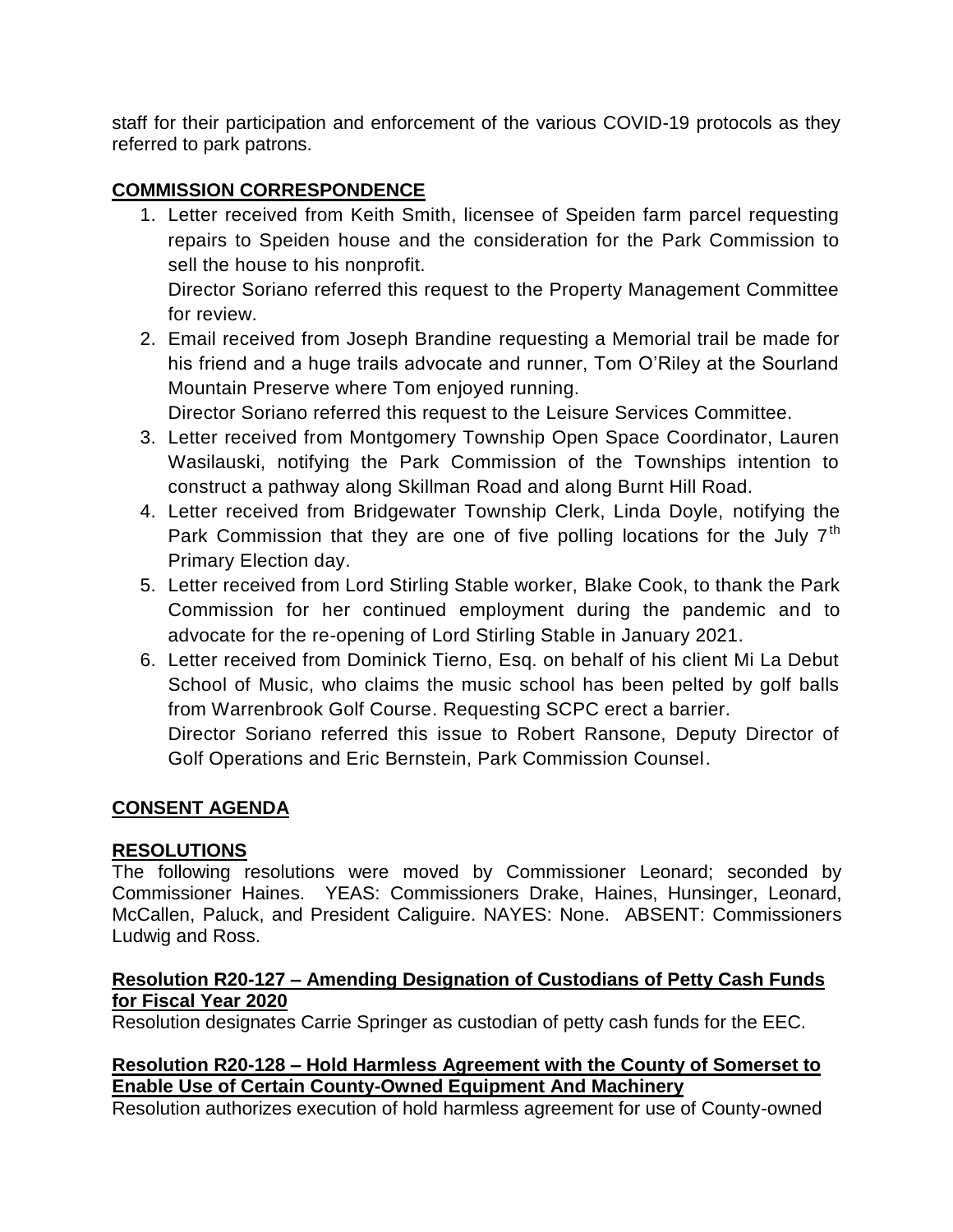staff for their participation and enforcement of the various COVID-19 protocols as they referred to park patrons.

**COMMISSION CORRESPONDENCE**

1. Letter received from Keith Smith, licensee of Speiden farm parcel requesting repairs to Speiden house and the consideration for the Park Commission to sell the house to his nonprofit.
   Director Soriano referred this request to the Property Management Committee for review.
2. Email received from Joseph Brandine requesting a Memorial trail be made for his friend and a huge trails advocate and runner, Tom O'Riley at the Sourland Mountain Preserve where Tom enjoyed running.
   Director Soriano referred this request to the Leisure Services Committee.
3. Letter received from Montgomery Township Open Space Coordinator, Lauren Wasilauski, notifying the Park Commission of the Townships intention to construct a pathway along Skillman Road and along Burnt Hill Road.
4. Letter received from Bridgewater Township Clerk, Linda Doyle, notifying the Park Commission that they are one of five polling locations for the July 7th Primary Election day.
5. Letter received from Lord Stirling Stable worker, Blake Cook, to thank the Park Commission for her continued employment during the pandemic and to advocate for the re-opening of Lord Stirling Stable in January 2021.
6. Letter received from Dominick Tierno, Esq. on behalf of his client Mi La Debut School of Music, who claims the music school has been pelted by golf balls from Warrenbrook Golf Course. Requesting SCPC erect a barrier.
   Director Soriano referred this issue to Robert Ransone, Deputy Director of Golf Operations and Eric Bernstein, Park Commission Counsel.

**CONSENT AGENDA**

**RESOLUTIONS**

The following resolutions were moved by Commissioner Leonard; seconded by Commissioner Haines. YEAS: Commissioners Drake, Haines, Hunsinger, Leonard, McCallen, Paluck, and President Caliguire. NAYES: None. ABSENT: Commissioners Ludwig and Ross.

**Resolution R20-127 – Amending Designation of Custodians of Petty Cash Funds for Fiscal Year 2020**

Resolution designates Carrie Springer as custodian of petty cash funds for the EEC.

**Resolution R20-128 – Hold Harmless Agreement with the County of Somerset to Enable Use of Certain County-Owned Equipment And Machinery**

Resolution authorizes execution of hold harmless agreement for use of County-owned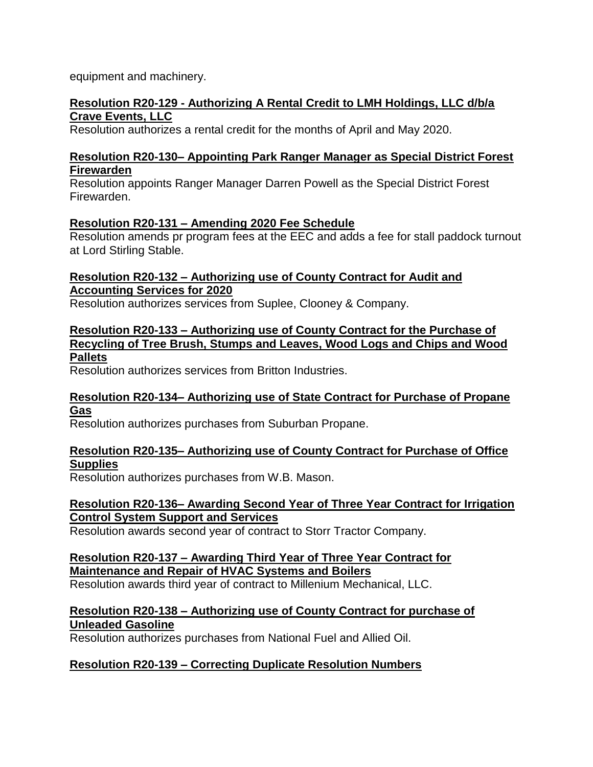equipment and machinery.

**Resolution R20-129 - Authorizing A Rental Credit to LMH Holdings, LLC d/b/a Crave Events, LLC**
Resolution authorizes a rental credit for the months of April and May 2020.

**Resolution R20-130– Appointing Park Ranger Manager as Special District Forest Firewarden**
Resolution appoints Ranger Manager Darren Powell as the Special District Forest Firewarden.

**Resolution R20-131 – Amending 2020 Fee Schedule**
Resolution amends pr program fees at the EEC and adds a fee for stall paddock turnout at Lord Stirling Stable.

**Resolution R20-132 – Authorizing use of County Contract for Audit and Accounting Services for 2020**
Resolution authorizes services from Suplee, Clooney & Company.

**Resolution R20-133 – Authorizing use of County Contract for the Purchase of Recycling of Tree Brush, Stumps and Leaves, Wood Logs and Chips and Wood Pallets**
Resolution authorizes services from Britton Industries.

**Resolution R20-134– Authorizing use of State Contract for Purchase of Propane Gas**
Resolution authorizes purchases from Suburban Propane.

**Resolution R20-135– Authorizing use of County Contract for Purchase of Office Supplies**
Resolution authorizes purchases from W.B. Mason.

**Resolution R20-136– Awarding Second Year of Three Year Contract for Irrigation Control System Support and Services**
Resolution awards second year of contract to Storr Tractor Company.

**Resolution R20-137 – Awarding Third Year of Three Year Contract for Maintenance and Repair of HVAC Systems and Boilers**
Resolution awards third year of contract to Millenium Mechanical, LLC.

**Resolution R20-138 – Authorizing use of County Contract for purchase of Unleaded Gasoline**
Resolution authorizes purchases from National Fuel and Allied Oil.

**Resolution R20-139 – Correcting Duplicate Resolution Numbers**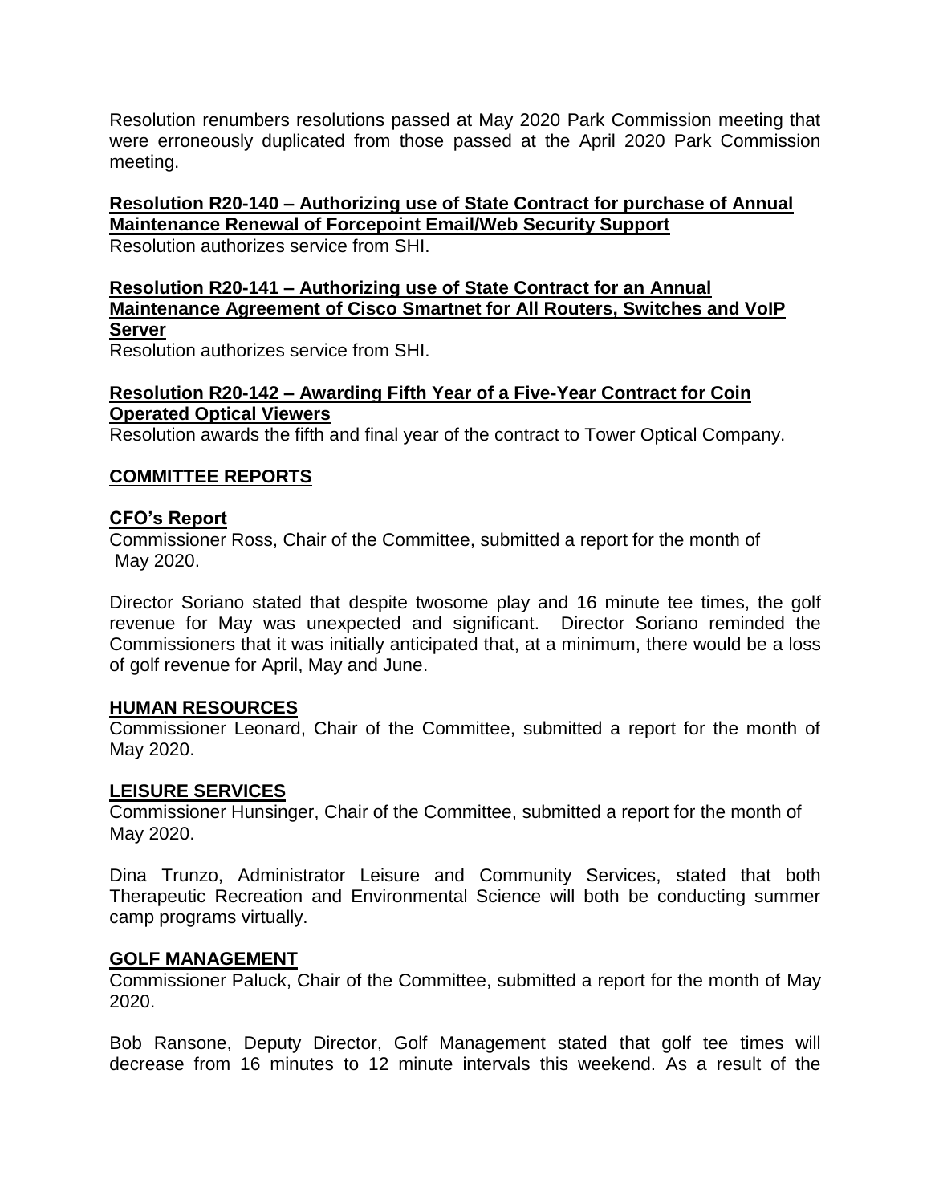Resolution renumbers resolutions passed at May 2020 Park Commission meeting that were erroneously duplicated from those passed at the April 2020 Park Commission meeting.

**Resolution R20-140 – Authorizing use of State Contract for purchase of Annual Maintenance Renewal of Forcepoint Email/Web Security Support**
Resolution authorizes service from SHI.

**Resolution R20-141 – Authorizing use of State Contract for an Annual Maintenance Agreement of Cisco Smartnet for All Routers, Switches and VoIP Server**
Resolution authorizes service from SHI.

**Resolution R20-142 – Awarding Fifth Year of a Five-Year Contract for Coin Operated Optical Viewers**
Resolution awards the fifth and final year of the contract to Tower Optical Company.

## COMMITTEE REPORTS

### CFO's Report

Commissioner Ross, Chair of the Committee, submitted a report for the month of May 2020.

Director Soriano stated that despite twosome play and 16 minute tee times, the golf revenue for May was unexpected and significant. Director Soriano reminded the Commissioners that it was initially anticipated that, at a minimum, there would be a loss of golf revenue for April, May and June.

### HUMAN RESOURCES

Commissioner Leonard, Chair of the Committee, submitted a report for the month of May 2020.

### LEISURE SERVICES

Commissioner Hunsinger, Chair of the Committee, submitted a report for the month of May 2020.

Dina Trunzo, Administrator Leisure and Community Services, stated that both Therapeutic Recreation and Environmental Science will both be conducting summer camp programs virtually.

### GOLF MANAGEMENT

Commissioner Paluck, Chair of the Committee, submitted a report for the month of May 2020.

Bob Ransone, Deputy Director, Golf Management stated that golf tee times will decrease from 16 minutes to 12 minute intervals this weekend. As a result of the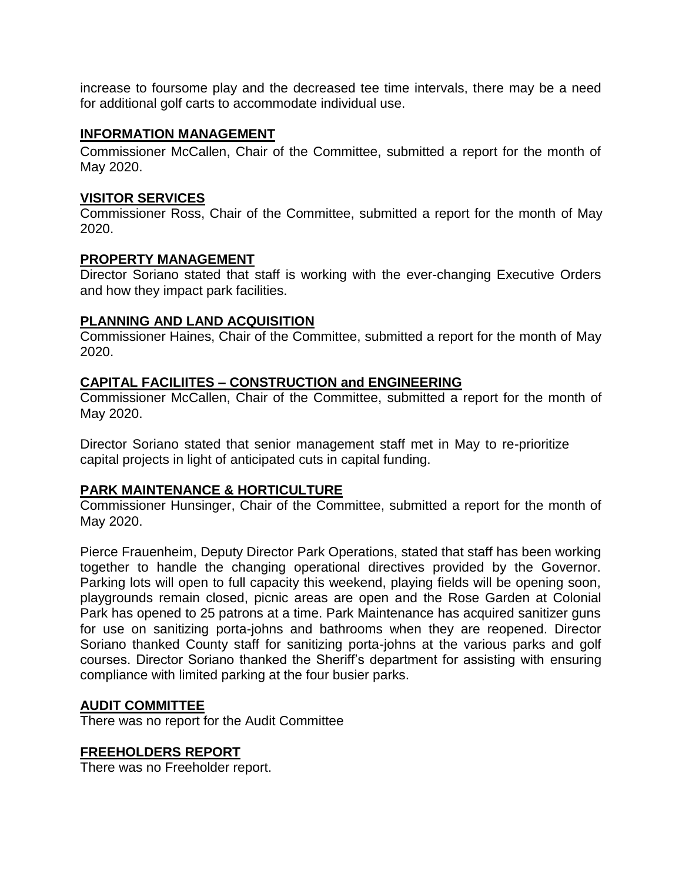increase to foursome play and the decreased tee time intervals, there may be a need for additional golf carts to accommodate individual use.

## INFORMATION MANAGEMENT

Commissioner McCallen, Chair of the Committee, submitted a report for the month of May 2020.

## VISITOR SERVICES

Commissioner Ross, Chair of the Committee, submitted a report for the month of May 2020.

## PROPERTY MANAGEMENT

Director Soriano stated that staff is working with the ever-changing Executive Orders and how they impact park facilities.

## PLANNING AND LAND ACQUISITION

Commissioner Haines, Chair of the Committee, submitted a report for the month of May 2020.

## CAPITAL FACILIITES – CONSTRUCTION and ENGINEERING

Commissioner McCallen, Chair of the Committee, submitted a report for the month of May 2020.

Director Soriano stated that senior management staff met in May to re-prioritize capital projects in light of anticipated cuts in capital funding.

## PARK MAINTENANCE & HORTICULTURE

Commissioner Hunsinger, Chair of the Committee, submitted a report for the month of May 2020.

Pierce Frauenheim, Deputy Director Park Operations, stated that staff has been working together to handle the changing operational directives provided by the Governor. Parking lots will open to full capacity this weekend, playing fields will be opening soon, playgrounds remain closed, picnic areas are open and the Rose Garden at Colonial Park has opened to 25 patrons at a time. Park Maintenance has acquired sanitizer guns for use on sanitizing porta-johns and bathrooms when they are reopened. Director Soriano thanked County staff for sanitizing porta-johns at the various parks and golf courses. Director Soriano thanked the Sheriff's department for assisting with ensuring compliance with limited parking at the four busier parks.

## AUDIT COMMITTEE

There was no report for the Audit Committee

## FREEHOLDERS REPORT

There was no Freeholder report.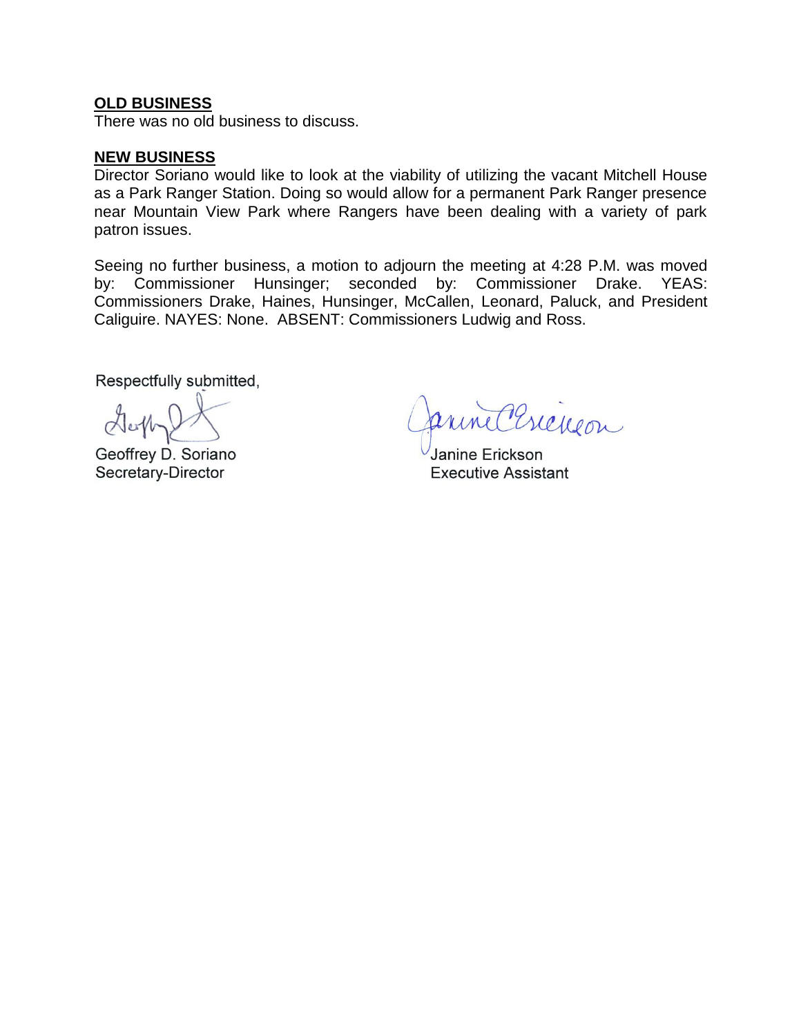**OLD BUSINESS**

There was no old business to discuss.

**NEW BUSINESS**

Director Soriano would like to look at the viability of utilizing the vacant Mitchell House as a Park Ranger Station. Doing so would allow for a permanent Park Ranger presence near Mountain View Park where Rangers have been dealing with a variety of park patron issues.

Seeing no further business, a motion to adjourn the meeting at 4:28 P.M. was moved by: Commissioner Hunsinger; seconded by: Commissioner Drake. YEAS: Commissioners Drake, Haines, Hunsinger, McCallen, Leonard, Paluck, and President Caliguire. NAYES: None. ABSENT: Commissioners Ludwig and Ross.

Respectfully submitted,

Geoffrey D. Soriano
Secretary-Director

Janine Erickson
Executive Assistant